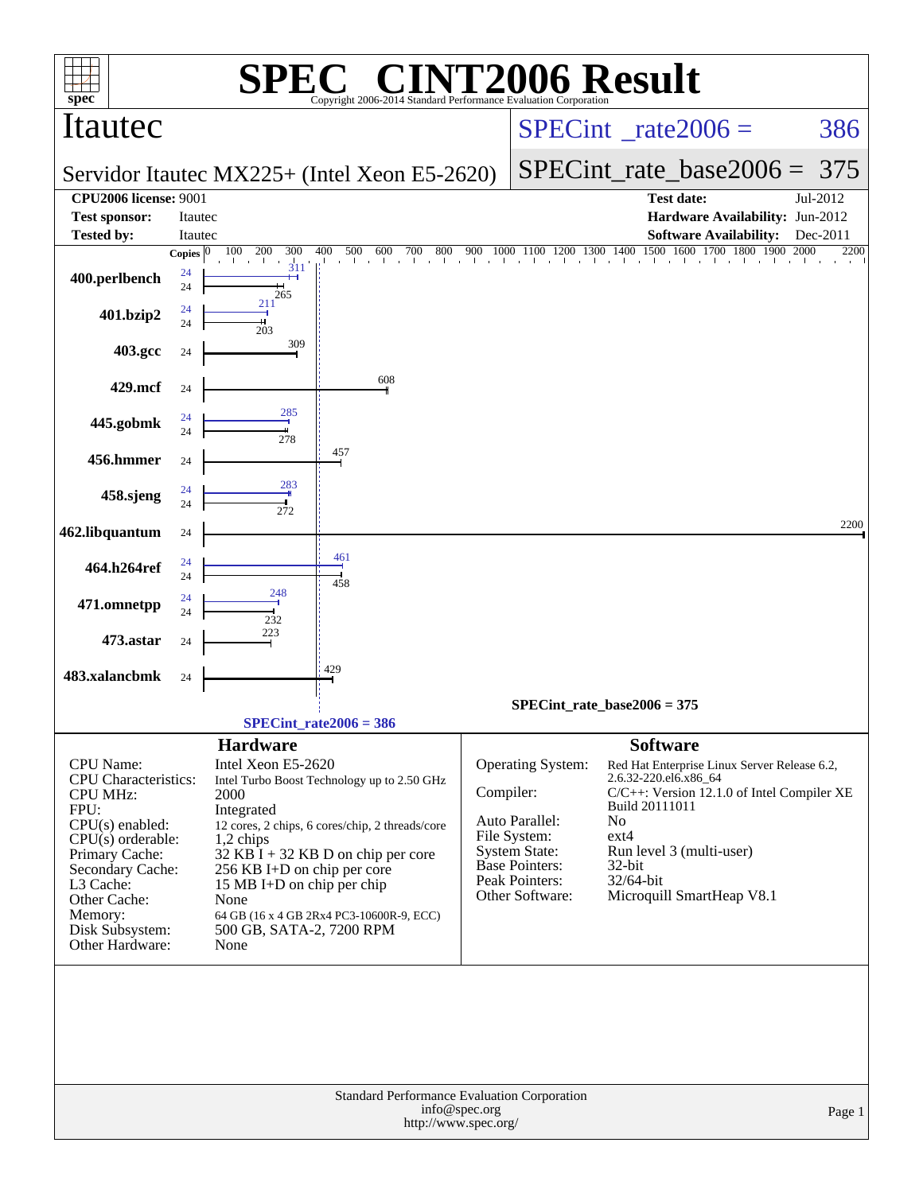# SPEC CINT2006 Result

Copyright 2006-2014 Standard Performance Evaluation Corporation

## Itautec

**Servidor Itautec MX225+ (Intel Xeon E5-2620)**

SPECint_rate2006 = 386

SPECint_rate_base2006 = 375

| | | | |
|---|---|---|---|
| **CPU2006 license:** | 9001 | **Test date:** | Jul-2012 |
| **Test sponsor:** | Itautec | **Hardware Availability:** | Jun-2012 |
| **Tested by:** | Itautec | **Software Availability:** | Dec-2011 |

| Benchmark | Copies (peak) | Peak | Copies (base) | Base |
|---|---|---|---|---|
| 400.perlbench | 24 | 311 | 24 | 265 |
| 401.bzip2 | 24 | 211 | 24 | 203 |
| 403.gcc | | | 24 | 309 |
| 429.mcf | | | 24 | 608 |
| 445.gobmk | 24 | 285 | 24 | 278 |
| 456.hmmer | | | 24 | 457 |
| 458.sjeng | 24 | 283 | 24 | 272 |
| 462.libquantum | | | 24 | 2200 |
| 464.h264ref | 24 | 461 | 24 | 458 |
| 471.omnetpp | 24 | 248 | 24 | 232 |
| 473.astar | | | 24 | 223 |
| 483.xalancbmk | | | 24 | 429 |

SPECint_rate_base2006 = 375

SPECint_rate2006 = 386

## Hardware

| | |
|---|---|
| CPU Name: | Intel Xeon E5-2620 |
| CPU Characteristics: | Intel Turbo Boost Technology up to 2.50 GHz |
| CPU MHz: | 2000 |
| FPU: | Integrated |
| CPU(s) enabled: | 12 cores, 2 chips, 6 cores/chip, 2 threads/core |
| CPU(s) orderable: | 1,2 chips |
| Primary Cache: | 32 KB I + 32 KB D on chip per core |
| Secondary Cache: | 256 KB I+D on chip per core |
| L3 Cache: | 15 MB I+D on chip per chip |
| Other Cache: | None |
| Memory: | 64 GB (16 x 4 GB 2Rx4 PC3-10600R-9, ECC) |
| Disk Subsystem: | 500 GB, SATA-2, 7200 RPM |
| Other Hardware: | None |

## Software

| | |
|---|---|
| Operating System: | Red Hat Enterprise Linux Server Release 6.2, 2.6.32-220.el6.x86_64 |
| Compiler: | C/C++: Version 12.1.0 of Intel Compiler XE Build 20111011 |
| Auto Parallel: | No |
| File System: | ext4 |
| System State: | Run level 3 (multi-user) |
| Base Pointers: | 32-bit |
| Peak Pointers: | 32/64-bit |
| Other Software: | Microquill SmartHeap V8.1 |

Standard Performance Evaluation Corporation
info@spec.org
http://www.spec.org/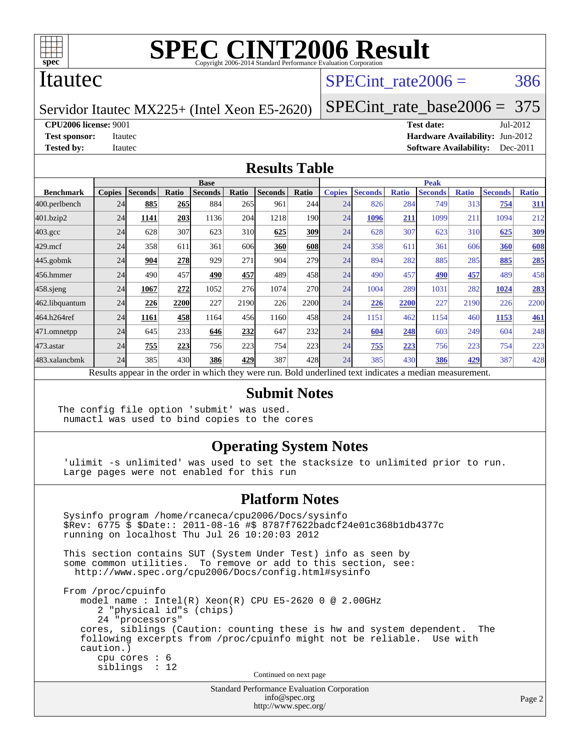# SPEC CINT2006 Result

Copyright 2006-2014 Standard Performance Evaluation Corporation

## Itautec

Servidor Itautec MX225+ (Intel Xeon E5-2620)

SPECint_rate2006 = 386

SPECint_rate_base2006 = 375

**CPU2006 license:** 9001
**Test sponsor:** Itautec
**Tested by:** Itautec

**Test date:** Jul-2012
**Hardware Availability:** Jun-2012
**Software Availability:** Dec-2011

## Results Table

| Benchmark | Base | | | | | | | Peak | | | | | | |
|---|---|---|---|---|---|---|---|---|---|---|---|---|---|---|
| | Copies | Seconds | Ratio | Seconds | Ratio | Seconds | Ratio | Copies | Seconds | Ratio | Seconds | Ratio | Seconds | Ratio |
| 400.perlbench | 24 | **885** | **265** | 884 | 265 | 961 | 244 | 24 | 826 | 284 | 749 | 313 | **754** | **311** |
| 401.bzip2 | 24 | **1141** | **203** | 1136 | 204 | 1218 | 190 | 24 | **1096** | **211** | 1099 | 211 | 1094 | 212 |
| 403.gcc | 24 | 628 | 307 | 623 | 310 | **625** | **309** | 24 | 628 | 307 | 623 | 310 | **625** | **309** |
| 429.mcf | 24 | 358 | 611 | 361 | 606 | **360** | **608** | 24 | 358 | 611 | 361 | 606 | **360** | **608** |
| 445.gobmk | 24 | **904** | **278** | 929 | 271 | 904 | 279 | 24 | 894 | 282 | 885 | 285 | **885** | **285** |
| 456.hmmer | 24 | 490 | 457 | **490** | **457** | 489 | 458 | 24 | 490 | 457 | **490** | **457** | 489 | 458 |
| 458.sjeng | 24 | **1067** | **272** | 1052 | 276 | 1074 | 270 | 24 | 1004 | 289 | 1031 | 282 | **1024** | **283** |
| 462.libquantum | 24 | **226** | **2200** | 227 | 2190 | 226 | 2200 | 24 | **226** | **2200** | 227 | 2190 | 226 | 2200 |
| 464.h264ref | 24 | **1161** | **458** | 1164 | 456 | 1160 | 458 | 24 | 1151 | 462 | 1154 | 460 | **1153** | **461** |
| 471.omnetpp | 24 | 645 | 233 | **646** | **232** | 647 | 232 | 24 | **604** | **248** | 603 | 249 | 604 | 248 |
| 473.astar | 24 | **755** | **223** | 756 | 223 | 754 | 223 | 24 | **755** | **223** | 756 | 223 | 754 | 223 |
| 483.xalancbmk | 24 | 385 | 430 | **386** | **429** | 387 | 428 | 24 | 385 | 430 | **386** | **429** | 387 | 428 |

Results appear in the order in which they were run. Bold underlined text indicates a median measurement.

## Submit Notes

```
The config file option 'submit' was used.
 numactl was used to bind copies to the cores
```

## Operating System Notes

```
'ulimit -s unlimited' was used to set the stacksize to unlimited prior to run.
Large pages were not enabled for this run
```

## Platform Notes

```
Sysinfo program /home/rcaneca/cpu2006/Docs/sysinfo
$Rev: 6775 $ $Date:: 2011-08-16 #$ 8787f7622badcf24e01c368b1db4377c
running on localhost Thu Jul 26 10:20:03 2012

This section contains SUT (System Under Test) info as seen by
some common utilities.  To remove or add to this section, see:
  http://www.spec.org/cpu2006/Docs/config.html#sysinfo

From /proc/cpuinfo
   model name : Intel(R) Xeon(R) CPU E5-2620 0 @ 2.00GHz
      2 "physical id"s (chips)
      24 "processors"
   cores, siblings (Caution: counting these is hw and system dependent.  The
   following excerpts from /proc/cpuinfo might not be reliable.  Use with
   caution.)
      cpu cores : 6
      siblings  : 12
```

Continued on next page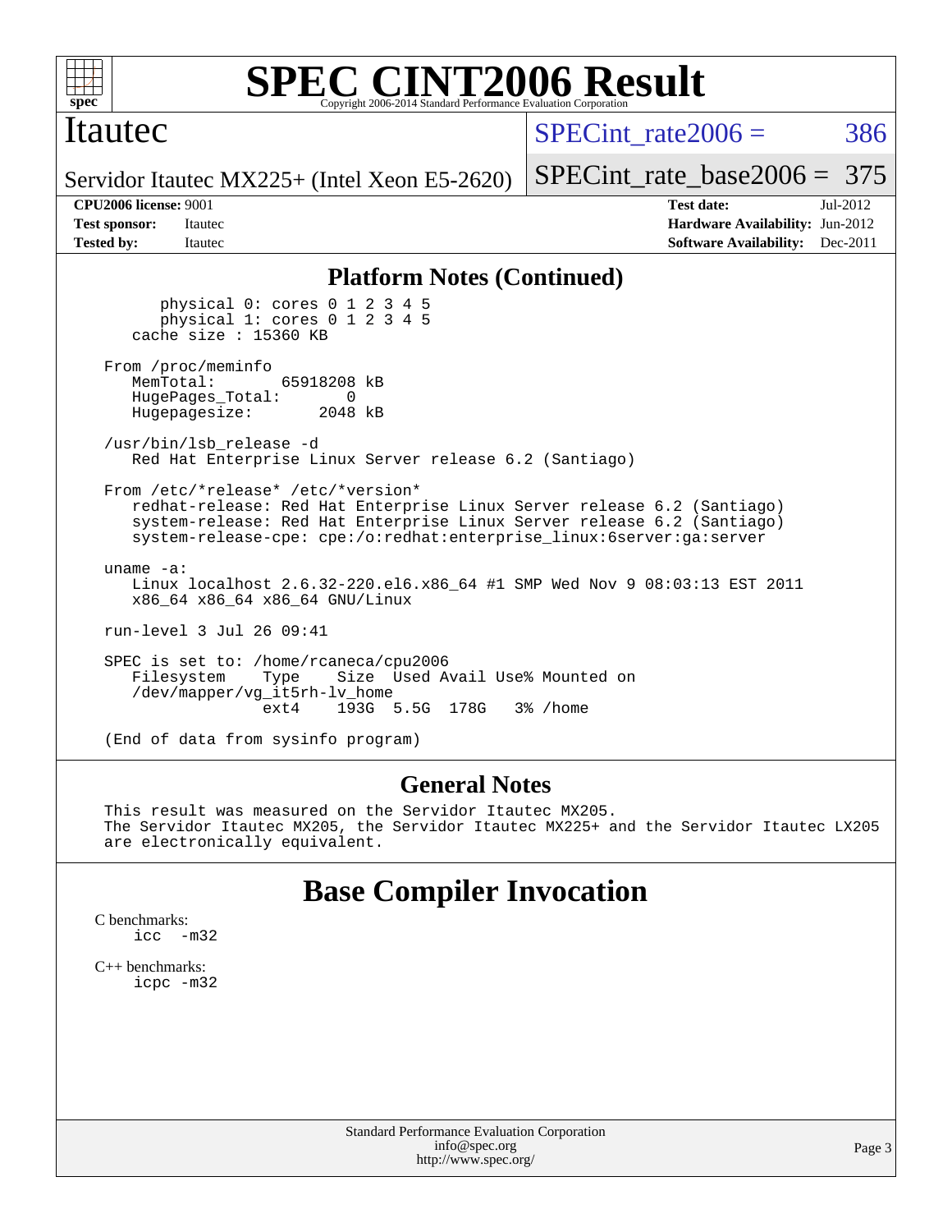# SPEC CINT2006 Result

Copyright 2006-2014 Standard Performance Evaluation Corporation

## Itautec

Servidor Itautec MX225+ (Intel Xeon E5-2620)

SPECint_rate2006 = 386

SPECint_rate_base2006 = 375

**CPU2006 license:** 9001
**Test sponsor:** Itautec
**Tested by:** Itautec

**Test date:** Jul-2012
**Hardware Availability:** Jun-2012
**Software Availability:** Dec-2011

### Platform Notes (Continued)

```
        physical 0: cores 0 1 2 3 4 5
        physical 1: cores 0 1 2 3 4 5
    cache size : 15360 KB

 From /proc/meminfo
    MemTotal:       65918208 kB
    HugePages_Total:       0
    Hugepagesize:       2048 kB

 /usr/bin/lsb_release -d
    Red Hat Enterprise Linux Server release 6.2 (Santiago)

 From /etc/*release* /etc/*version*
    redhat-release: Red Hat Enterprise Linux Server release 6.2 (Santiago)
    system-release: Red Hat Enterprise Linux Server release 6.2 (Santiago)
    system-release-cpe: cpe:/o:redhat:enterprise_linux:6server:ga:server

 uname -a:
    Linux localhost 2.6.32-220.el6.x86_64 #1 SMP Wed Nov 9 08:03:13 EST 2011
    x86_64 x86_64 x86_64 GNU/Linux

 run-level 3 Jul 26 09:41

 SPEC is set to: /home/rcaneca/cpu2006
    Filesystem    Type    Size  Used Avail Use% Mounted on
    /dev/mapper/vg_it5rh-lv_home
                  ext4    193G  5.5G  178G   3% /home

 (End of data from sysinfo program)
```

### General Notes

This result was measured on the Servidor Itautec MX205.
The Servidor Itautec MX205, the Servidor Itautec MX225+ and the Servidor Itautec LX205 are electronically equivalent.

## Base Compiler Invocation

C benchmarks:
icc -m32

C++ benchmarks:
icpc -m32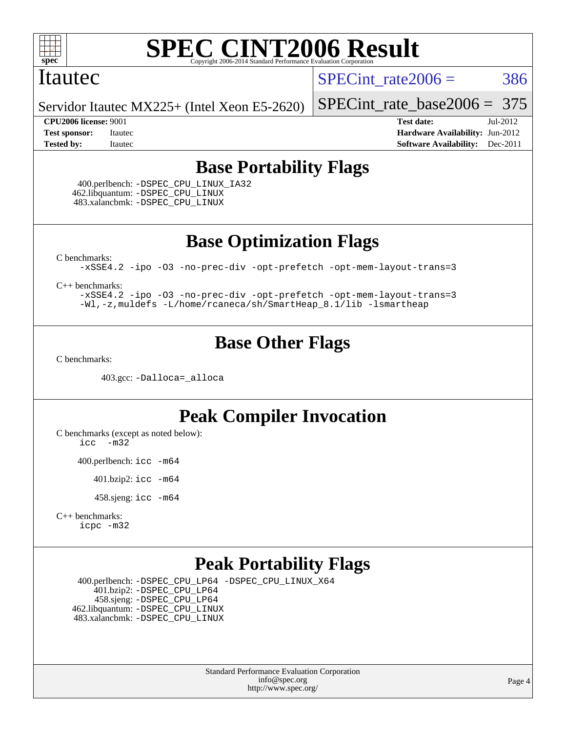# SPEC CINT2006 Result

Copyright 2006-2014 Standard Performance Evaluation Corporation

## Itautec

Servidor Itautec MX225+ (Intel Xeon E5-2620)

SPECint_rate2006 = 386

SPECint_rate_base2006 = 375

| | | | |
|---|---|---|---|
| **CPU2006 license:** 9001 | | **Test date:** | Jul-2012 |
| **Test sponsor:** | Itautec | **Hardware Availability:** | Jun-2012 |
| **Tested by:** | Itautec | **Software Availability:** | Dec-2011 |

## Base Portability Flags

400.perlbench: -DSPEC_CPU_LINUX_IA32
462.libquantum: -DSPEC_CPU_LINUX
483.xalancbmk: -DSPEC_CPU_LINUX

## Base Optimization Flags

C benchmarks:
```
-xSSE4.2 -ipo -O3 -no-prec-div -opt-prefetch -opt-mem-layout-trans=3
```

C++ benchmarks:
```
-xSSE4.2 -ipo -O3 -no-prec-div -opt-prefetch -opt-mem-layout-trans=3
-Wl,-z,muldefs -L/home/rcaneca/sh/SmartHeap_8.1/lib -lsmartheap
```

## Base Other Flags

C benchmarks:

403.gcc: -Dalloca=_alloca

## Peak Compiler Invocation

C benchmarks (except as noted below):
```
icc  -m32
```

400.perlbench: icc -m64

401.bzip2: icc -m64

458.sjeng: icc -m64

C++ benchmarks:
```
icpc -m32
```

## Peak Portability Flags

400.perlbench: -DSPEC_CPU_LP64 -DSPEC_CPU_LINUX_X64
401.bzip2: -DSPEC_CPU_LP64
458.sjeng: -DSPEC_CPU_LP64
462.libquantum: -DSPEC_CPU_LINUX
483.xalancbmk: -DSPEC_CPU_LINUX

Standard Performance Evaluation Corporation
info@spec.org
http://www.spec.org/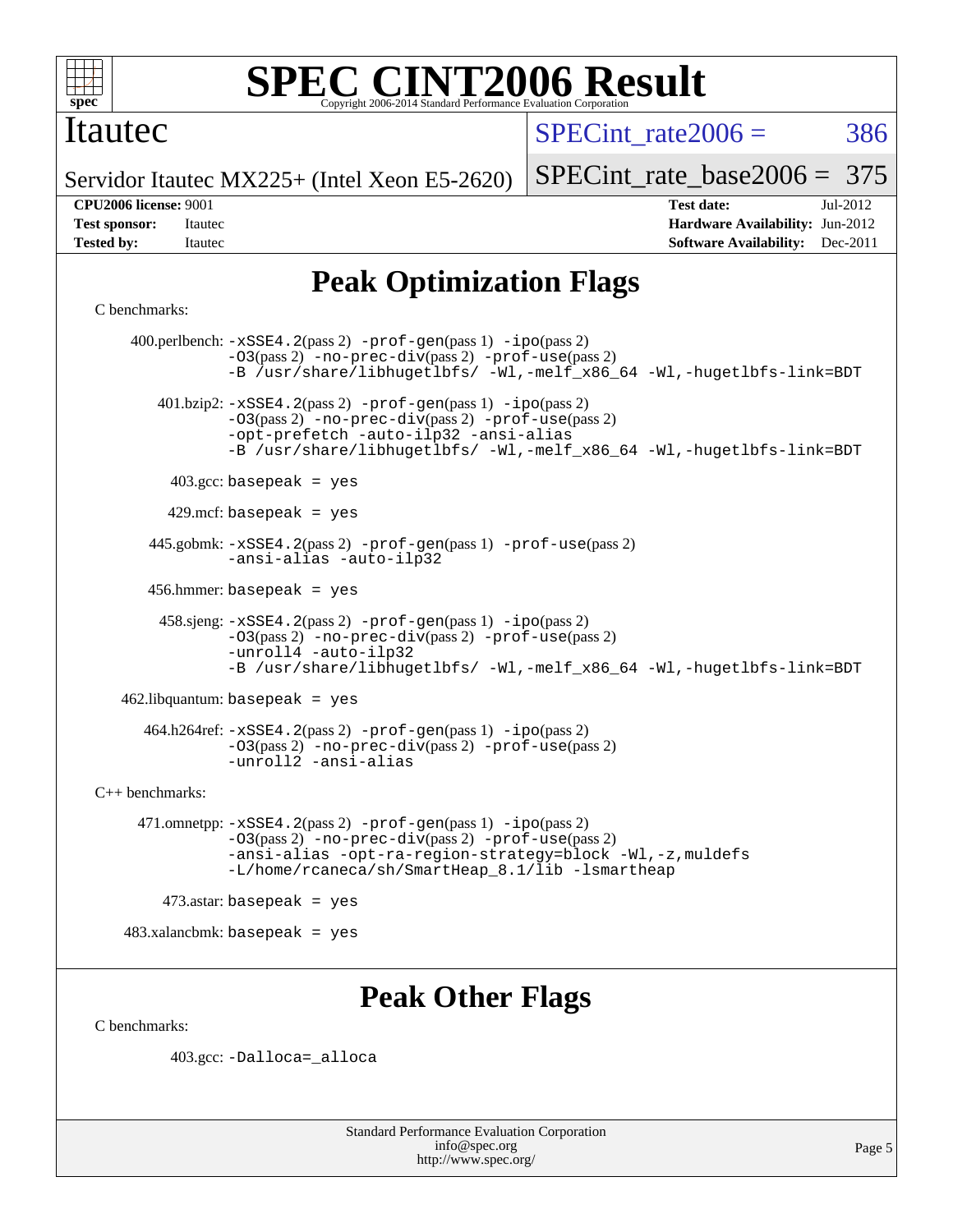# Peak Optimization Flags

C benchmarks:

400.perlbench: -xSSE4.2(pass 2) -prof-gen(pass 1) -ipo(pass 2) -O3(pass 2) -no-prec-div(pass 2) -prof-use(pass 2) -B /usr/share/libhugetlbfs/ -Wl,-melf_x86_64 -Wl,-hugetlbfs-link=BDT

401.bzip2: -xSSE4.2(pass 2) -prof-gen(pass 1) -ipo(pass 2) -O3(pass 2) -no-prec-div(pass 2) -prof-use(pass 2) -opt-prefetch -auto-ilp32 -ansi-alias -B /usr/share/libhugetlbfs/ -Wl,-melf_x86_64 -Wl,-hugetlbfs-link=BDT

403.gcc: basepeak = yes

429.mcf: basepeak = yes

445.gobmk: -xSSE4.2(pass 2) -prof-gen(pass 1) -prof-use(pass 2) -ansi-alias -auto-ilp32

456.hmmer: basepeak = yes

458.sjeng: -xSSE4.2(pass 2) -prof-gen(pass 1) -ipo(pass 2) -O3(pass 2) -no-prec-div(pass 2) -prof-use(pass 2) -unroll4 -auto-ilp32 -B /usr/share/libhugetlbfs/ -Wl,-melf_x86_64 -Wl,-hugetlbfs-link=BDT

462.libquantum: basepeak = yes

464.h264ref: -xSSE4.2(pass 2) -prof-gen(pass 1) -ipo(pass 2) -O3(pass 2) -no-prec-div(pass 2) -prof-use(pass 2) -unroll2 -ansi-alias

C++ benchmarks:

471.omnetpp: -xSSE4.2(pass 2) -prof-gen(pass 1) -ipo(pass 2) -O3(pass 2) -no-prec-div(pass 2) -prof-use(pass 2) -ansi-alias -opt-ra-region-strategy=block -Wl,-z,muldefs -L/home/rcaneca/sh/SmartHeap_8.1/lib -lsmartheap

473.astar: basepeak = yes

483.xalancbmk: basepeak = yes

# Peak Other Flags

C benchmarks:

403.gcc: -Dalloca=_alloca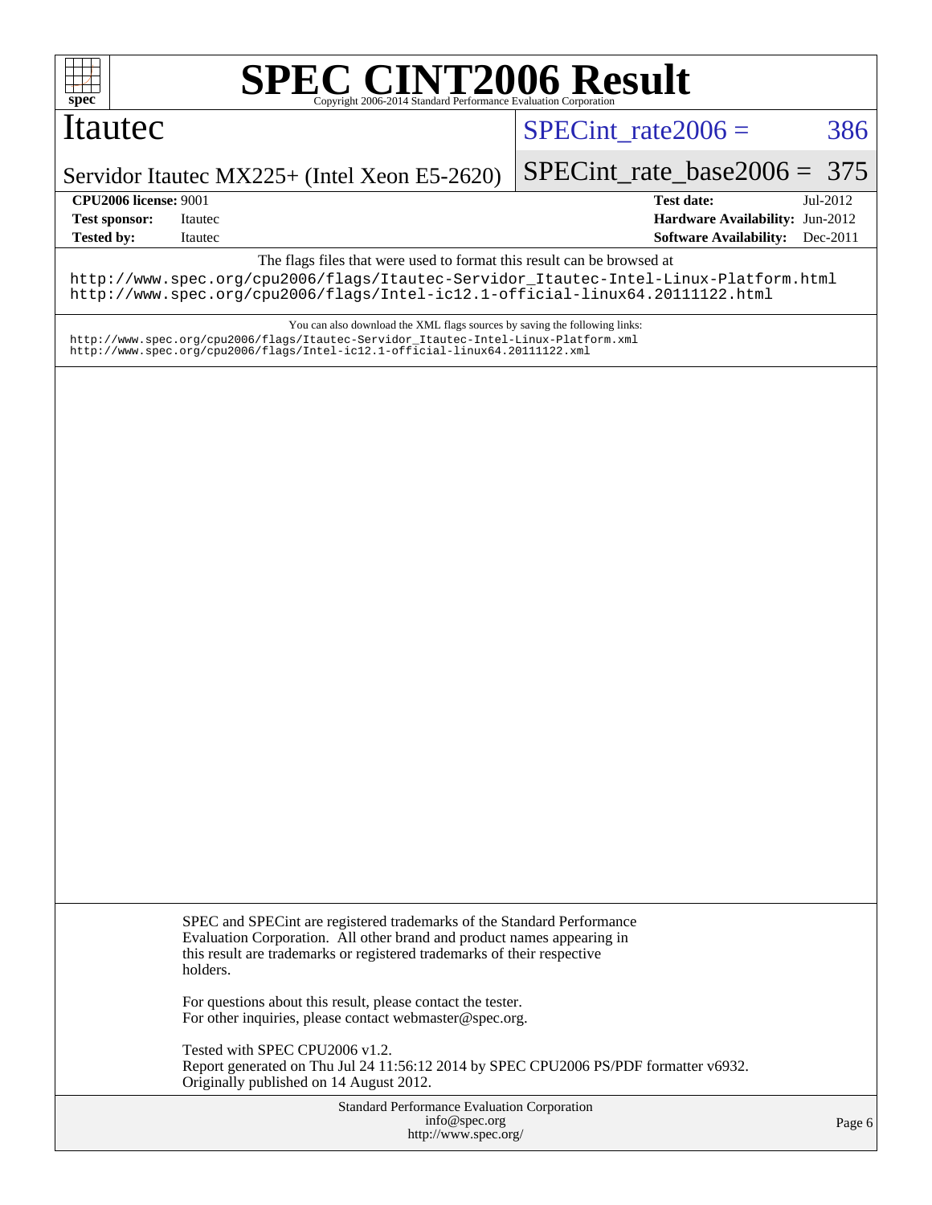The flags files that were used to format this result can be browsed at

http://www.spec.org/cpu2006/flags/Itautec-Servidor_Itautec-Intel-Linux-Platform.html
http://www.spec.org/cpu2006/flags/Intel-ic12.1-official-linux64.20111122.html

You can also download the XML flags sources by saving the following links:

http://www.spec.org/cpu2006/flags/Itautec-Servidor_Itautec-Intel-Linux-Platform.xml
http://www.spec.org/cpu2006/flags/Intel-ic12.1-official-linux64.20111122.xml

SPEC and SPECint are registered trademarks of the Standard Performance Evaluation Corporation. All other brand and product names appearing in this result are trademarks or registered trademarks of their respective holders.

For questions about this result, please contact the tester.
For other inquiries, please contact webmaster@spec.org.

Tested with SPEC CPU2006 v1.2.
Report generated on Thu Jul 24 11:56:12 2014 by SPEC CPU2006 PS/PDF formatter v6932.
Originally published on 14 August 2012.